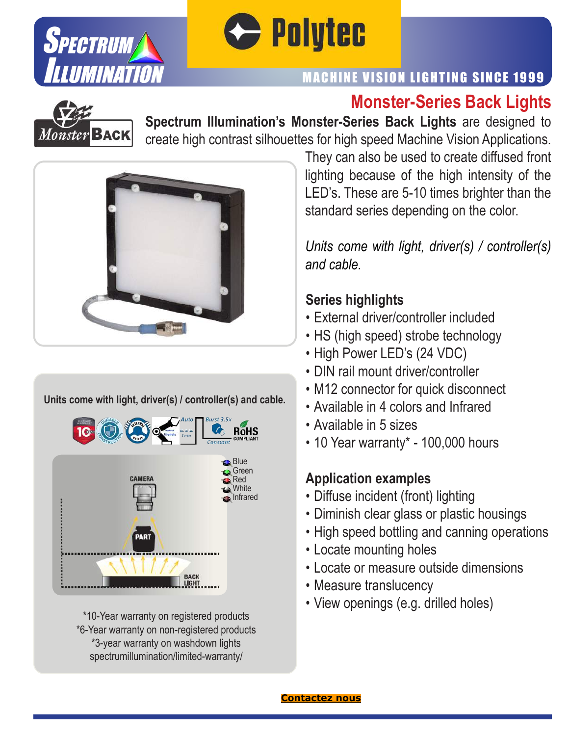# Monster-Series Back Lights

**Spectrum Illumination's Monster-Series Back Lights** are designed to create high contrast silhouettes for high speed Machine Vision Applications. They can also be used to create diffused front lighting because of the high intensity of the LED's. These are 5-10 times brighter than the standard series depending on the color.

*Units come with light, driver(s) / controller(s) and cable.*

## Series highlights

- External driver/controller included
- HS (high speed) strobe technology
- High Power LED's (24 VDC)
- DIN rail mount driver/controller
- M12 connector for quick disconnect
- Available in 4 colors and Infrared
- Available in 5 sizes
- 10 Year warranty* - 100,000 hours

## Application examples

- Diffuse incident (front) lighting
- Diminish clear glass or plastic housings
- High speed bottling and canning operations
- Locate mounting holes
- Locate or measure outside dimensions
- Measure translucency
- View openings (e.g. drilled holes)

**Units come with light, driver(s) / controller(s) and cable.**

Blue
Green
Red
White
Infrared

CAMERA
PART
BACK LIGHT

*10-Year warranty on registered products
*6-Year warranty on non-registered products
*3-year warranty on washdown lights
spectrumillumination/limited-warranty/

**Contactez nous**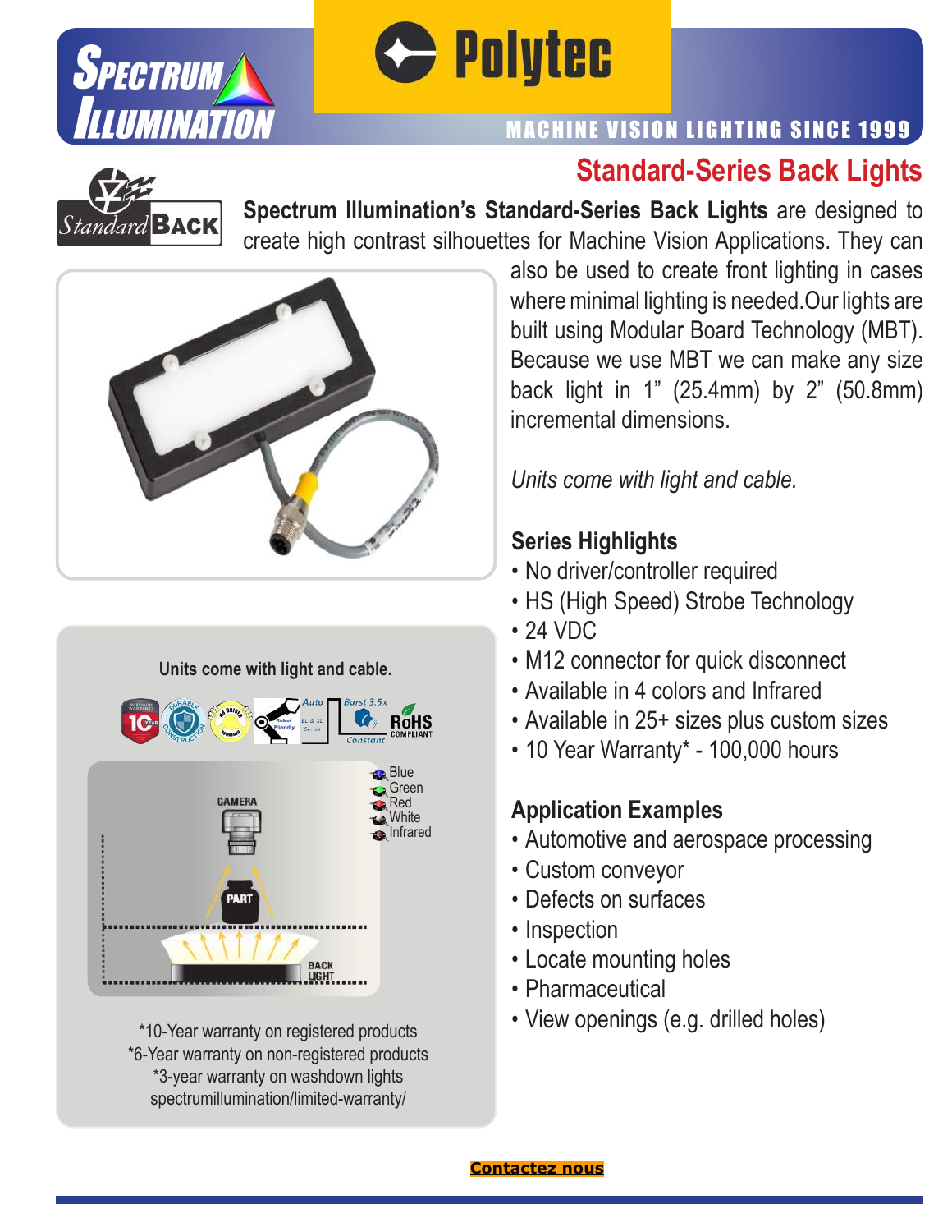## Standard-Series Back Lights

**Spectrum Illumination's Standard-Series Back Lights** are designed to create high contrast silhouettes for Machine Vision Applications. They can also be used to create front lighting in cases where minimal lighting is needed.Our lights are built using Modular Board Technology (MBT). Because we use MBT we can make any size back light in 1" (25.4mm) by 2" (50.8mm) incremental dimensions.

*Units come with light and cable.*

### Series Highlights

- No driver/controller required
- HS (High Speed) Strobe Technology
- 24 VDC
- M12 connector for quick disconnect
- Available in 4 colors and Infrared
- Available in 25+ sizes plus custom sizes
- 10 Year Warranty* - 100,000 hours

### Application Examples

- Automotive and aerospace processing
- Custom conveyor
- Defects on surfaces
- Inspection
- Locate mounting holes
- Pharmaceutical
- View openings (e.g. drilled holes)

**Units come with light and cable.**

Blue
Green
Red
White
Infrared

*10-Year warranty on registered products
*6-Year warranty on non-registered products
*3-year warranty on washdown lights
spectrumillumination/limited-warranty/

**Contactez nous**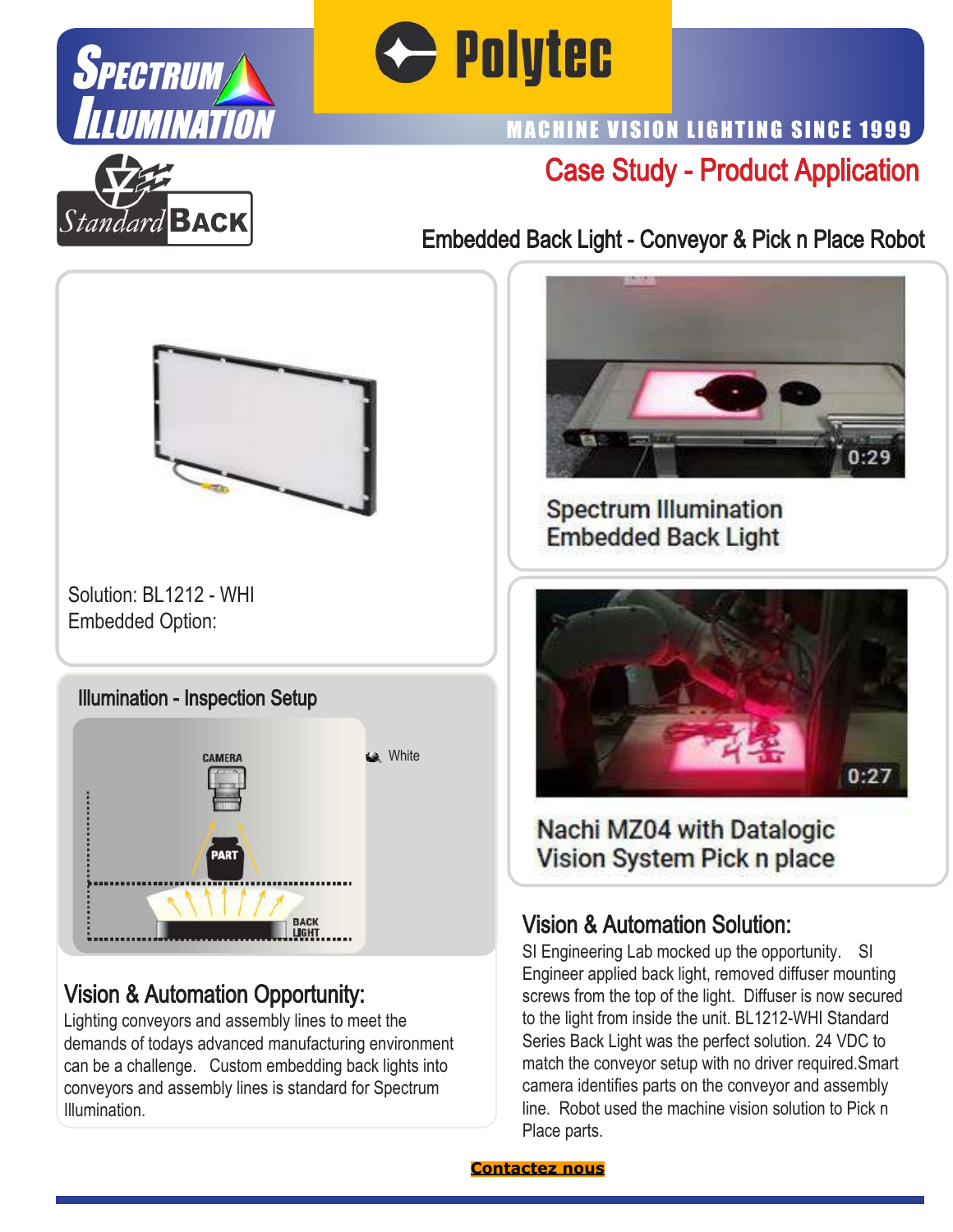MACHINE VISION LIGHTING SINCE 1999

# Case Study - Product Application

## Embedded Back Light - Conveyor & Pick n Place Robot

Solution: BL1212 - WHI
Embedded Option:

Spectrum Illumination Embedded Back Light

Nachi MZ04 with Datalogic Vision System Pick n place

### Illumination - Inspection Setup

CAMERA

PART

BACK LIGHT

White

### Vision & Automation Opportunity:

Lighting conveyors and assembly lines to meet the demands of todays advanced manufacturing environment can be a challenge. Custom embedding back lights into conveyors and assembly lines is standard for Spectrum Illumination.

### Vision & Automation Solution:

SI Engineering Lab mocked up the opportunity. SI Engineer applied back light, removed diffuser mounting screws from the top of the light. Diffuser is now secured to the light from inside the unit. BL1212-WHI Standard Series Back Light was the perfect solution. 24 VDC to match the conveyor setup with no driver required.Smart camera identifies parts on the conveyor and assembly line. Robot used the machine vision solution to Pick n Place parts.

**Contactez nous**